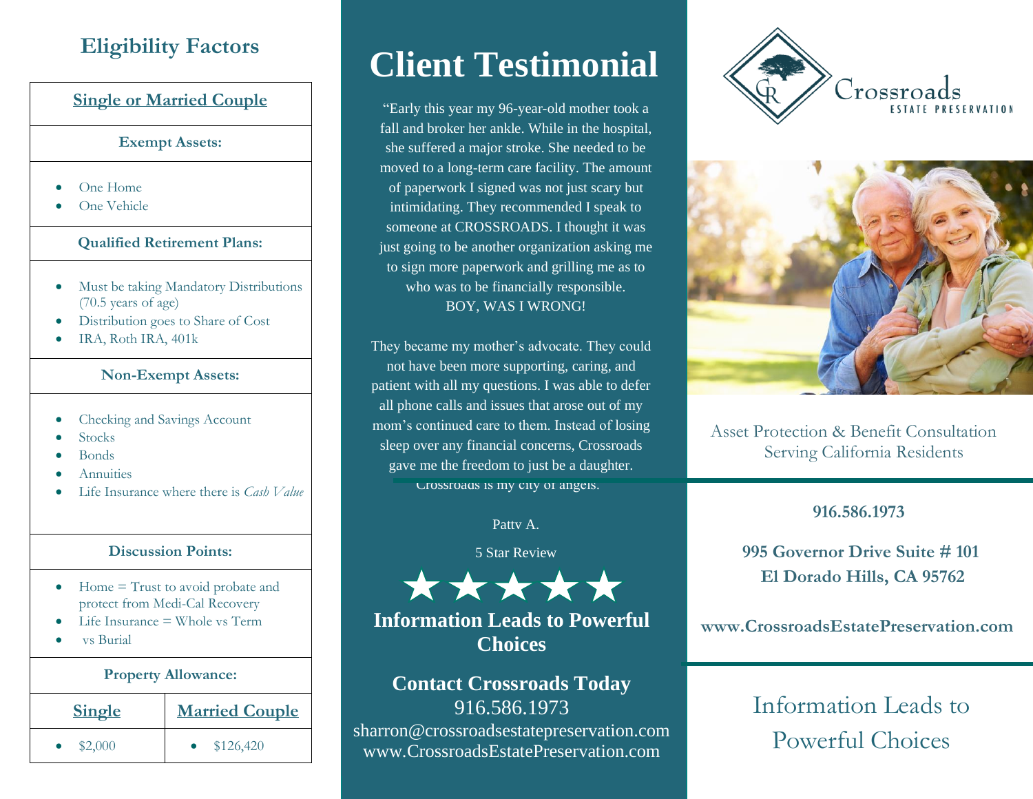## Eligibility Factors

### Single or Married Couple

**Exempt Assets:**

- One Home
- One Vehicle

**Qualified Retirement Plans:**

- Must be taking Mandatory Distributions (70.5 years of age)
- Distribution goes to Share of Cost
- IRA, Roth IRA, 401k

**Non-Exempt Assets:**

- Checking and Savings Account
- Stocks
- Bonds
- Annuities
- Life Insurance where there is *Cash Value*

**Discussion Points:**

- Home = Trust to avoid probate and protect from Medi-Cal Recovery
- Life Insurance = Whole vs Term
- vs Burial

**Property Allowance:**

| Single | Married Couple |
|---|---|
| $2,000 | $126,420 |

# Client Testimonial

"Early this year my 96-year-old mother took a fall and broker her ankle. While in the hospital, she suffered a major stroke. She needed to be moved to a long-term care facility. The amount of paperwork I signed was not just scary but intimidating. They recommended I speak to someone at CROSSROADS. I thought it was just going to be another organization asking me to sign more paperwork and grilling me as to who was to be financially responsible. BOY, WAS I WRONG!

They became my mother's advocate. They could not have been more supporting, caring, and patient with all my questions. I was able to defer all phone calls and issues that arose out of my mom's continued care to them. Instead of losing sleep over any financial concerns, Crossroads gave me the freedom to just be a daughter. Crossroads is my city of angels.

Patty A.

5 Star Review

★★★★★

**Information Leads to Powerful Choices**

**Contact Crossroads Today**

916.586.1973

sharron@crossroadsestatepreservation.com

www.CrossroadsEstatePreservation.com

Crossroads
ESTATE PRESERVATION

Asset Protection & Benefit Consultation
Serving California Residents

**916.586.1973**

**995 Governor Drive Suite # 101**
**El Dorado Hills, CA 95762**

**www.CrossroadsEstatePreservation.com**

Information Leads to Powerful Choices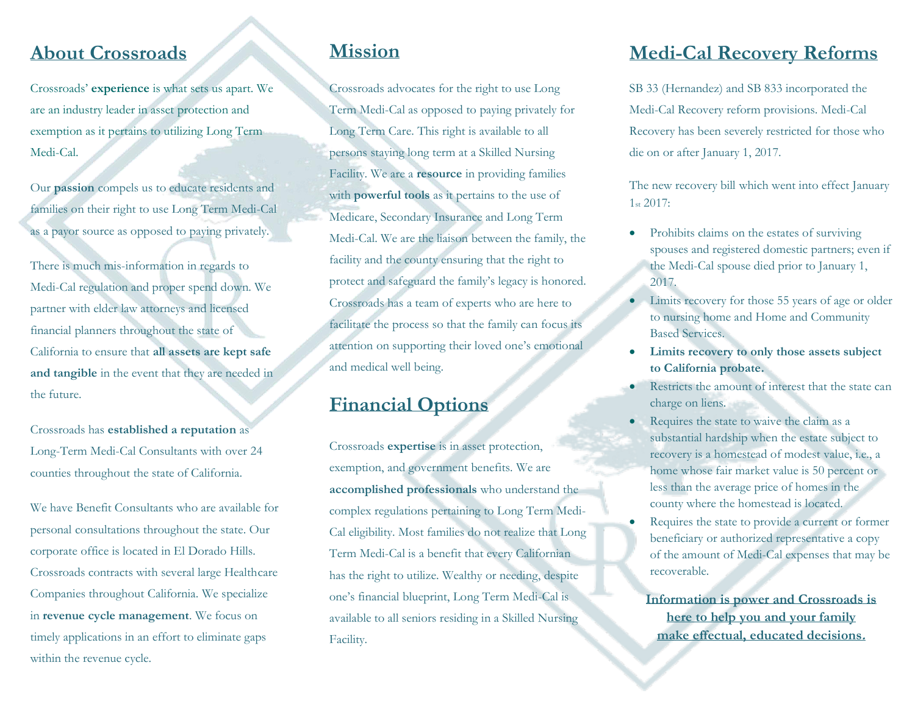## About Crossroads

Crossroads' **experience** is what sets us apart. We are an industry leader in asset protection and exemption as it pertains to utilizing Long Term Medi-Cal.

Our **passion** compels us to educate residents and families on their right to use Long Term Medi-Cal as a payor source as opposed to paying privately.

There is much mis-information in regards to Medi-Cal regulation and proper spend down. We partner with elder law attorneys and licensed financial planners throughout the state of California to ensure that **all assets are kept safe and tangible** in the event that they are needed in the future.

Crossroads has **established a reputation** as Long-Term Medi-Cal Consultants with over 24 counties throughout the state of California.

We have Benefit Consultants who are available for personal consultations throughout the state. Our corporate office is located in El Dorado Hills. Crossroads contracts with several large Healthcare Companies throughout California. We specialize in **revenue cycle management**. We focus on timely applications in an effort to eliminate gaps within the revenue cycle.

## Mission

Crossroads advocates for the right to use Long Term Medi-Cal as opposed to paying privately for Long Term Care. This right is available to all persons staying long term at a Skilled Nursing Facility. We are a **resource** in providing families with **powerful tools** as it pertains to the use of Medicare, Secondary Insurance and Long Term Medi-Cal. We are the liaison between the family, the facility and the county ensuring that the right to protect and safeguard the family's legacy is honored. Crossroads has a team of experts who are here to facilitate the process so that the family can focus its attention on supporting their loved one's emotional and medical well being.

## Financial Options

Crossroads **expertise** is in asset protection, exemption, and government benefits. We are **accomplished professionals** who understand the complex regulations pertaining to Long Term Medi-Cal eligibility. Most families do not realize that Long Term Medi-Cal is a benefit that every Californian has the right to utilize. Wealthy or needing, despite one's financial blueprint, Long Term Medi-Cal is available to all seniors residing in a Skilled Nursing Facility.

## Medi-Cal Recovery Reforms

SB 33 (Hernandez) and SB 833 incorporated the Medi-Cal Recovery reform provisions. Medi-Cal Recovery has been severely restricted for those who die on or after January 1, 2017.

The new recovery bill which went into effect January 1st 2017:

- Prohibits claims on the estates of surviving spouses and registered domestic partners; even if the Medi-Cal spouse died prior to January 1, 2017.
- Limits recovery for those 55 years of age or older to nursing home and Home and Community Based Services.
- **Limits recovery to only those assets subject to California probate.**
- Restricts the amount of interest that the state can charge on liens.
- Requires the state to waive the claim as a substantial hardship when the estate subject to recovery is a homestead of modest value, i.e., a home whose fair market value is 50 percent or less than the average price of homes in the county where the homestead is located.
- Requires the state to provide a current or former beneficiary or authorized representative a copy of the amount of Medi-Cal expenses that may be recoverable.

**Information is power and Crossroads is here to help you and your family make effectual, educated decisions.**